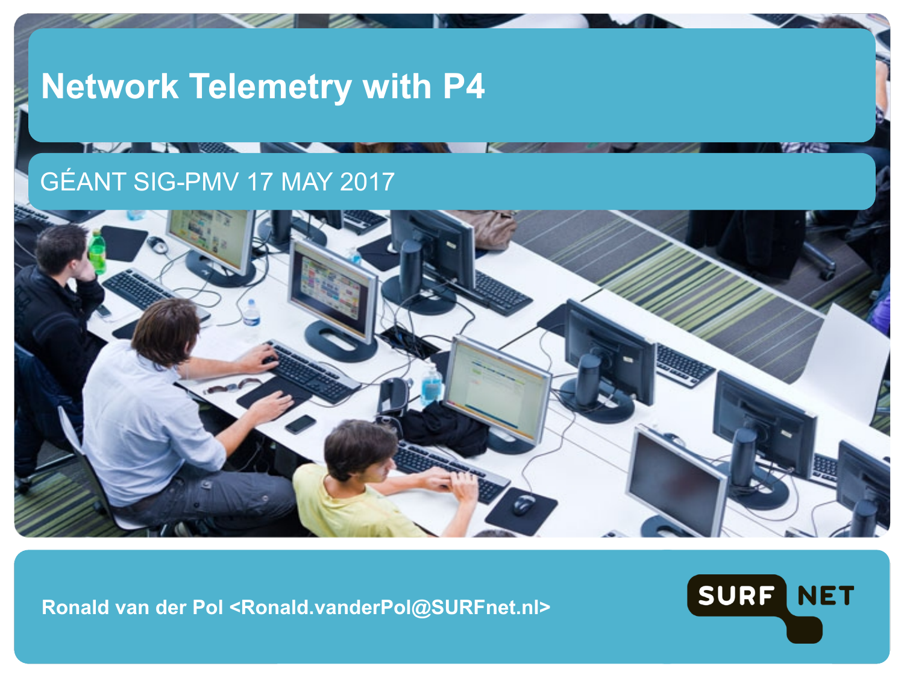# Network Telemetry with P4

GÉANT SIG-PMV 17 MAY 2017

**Ronald van der Pol <Ronald.vanderPol@SURFnet.nl>**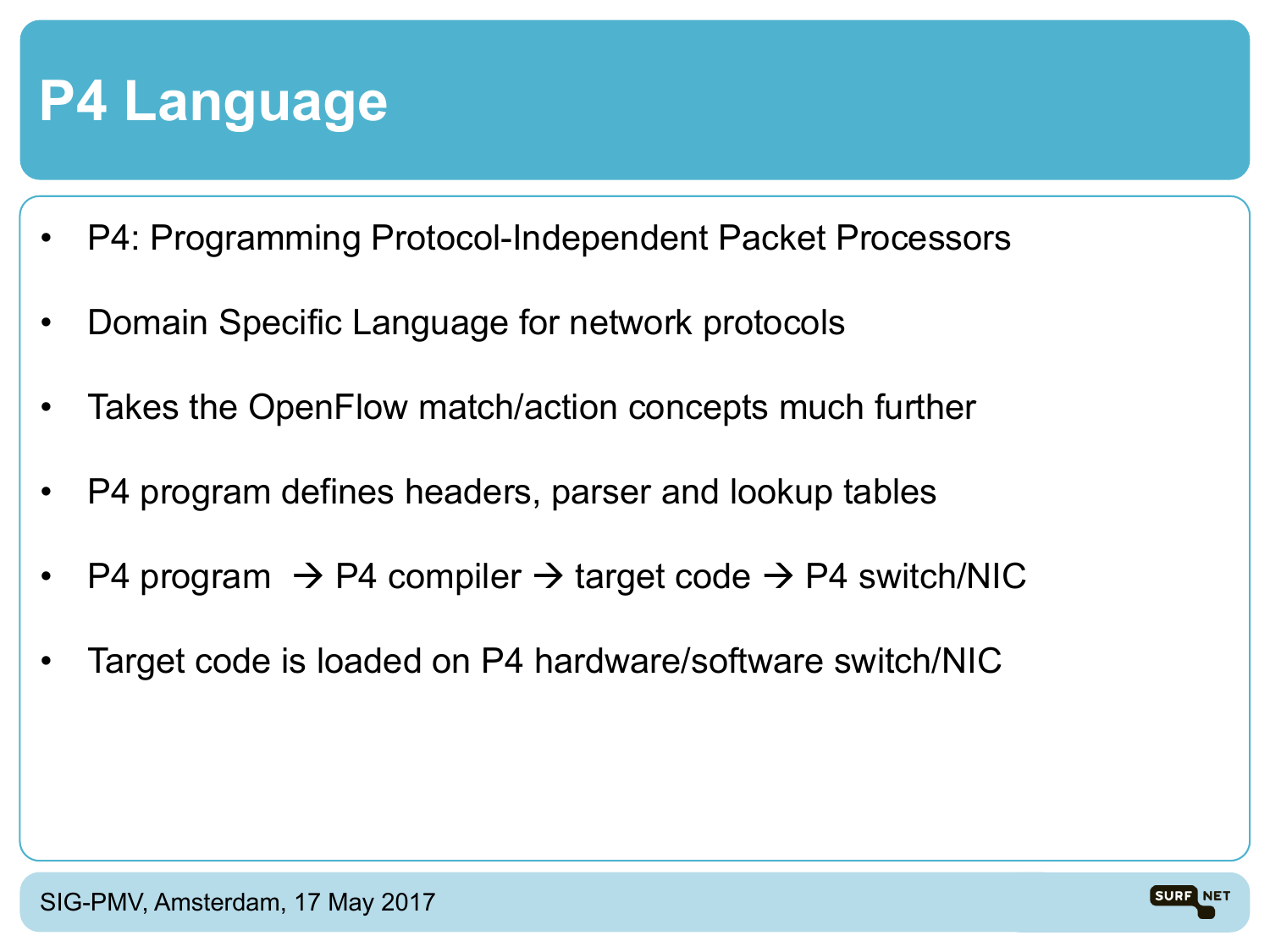# P4 Language

- P4: Programming Protocol-Independent Packet Processors
- Domain Specific Language for network protocols
- Takes the OpenFlow match/action concepts much further
- P4 program defines headers, parser and lookup tables
- P4 program → P4 compiler → target code → P4 switch/NIC
- Target code is loaded on P4 hardware/software switch/NIC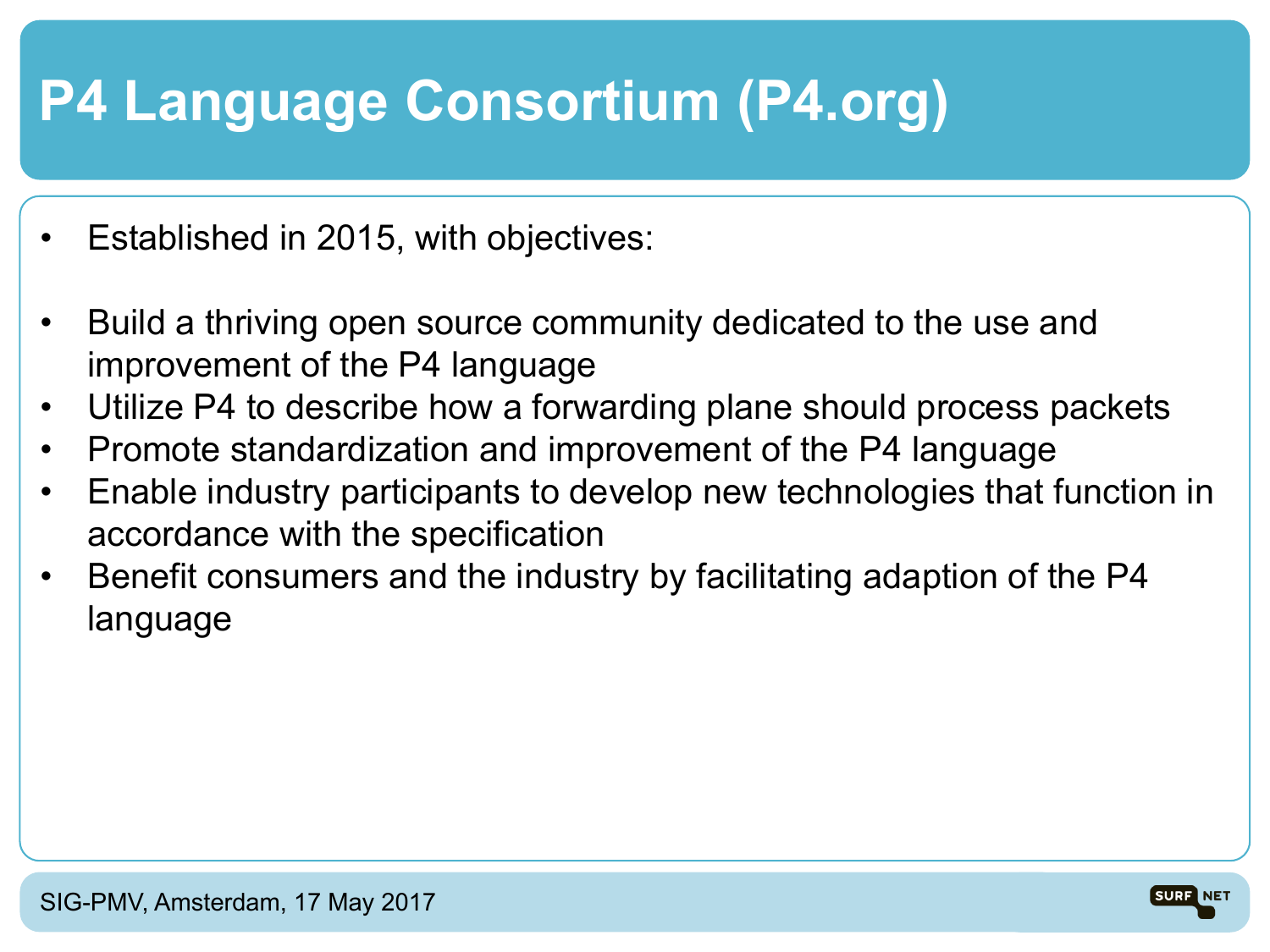# P4 Language Consortium (P4.org)

- Established in 2015, with objectives:

- Build a thriving open source community dedicated to the use and improvement of the P4 language
- Utilize P4 to describe how a forwarding plane should process packets
- Promote standardization and improvement of the P4 language
- Enable industry participants to develop new technologies that function in accordance with the specification
- Benefit consumers and the industry by facilitating adaption of the P4 language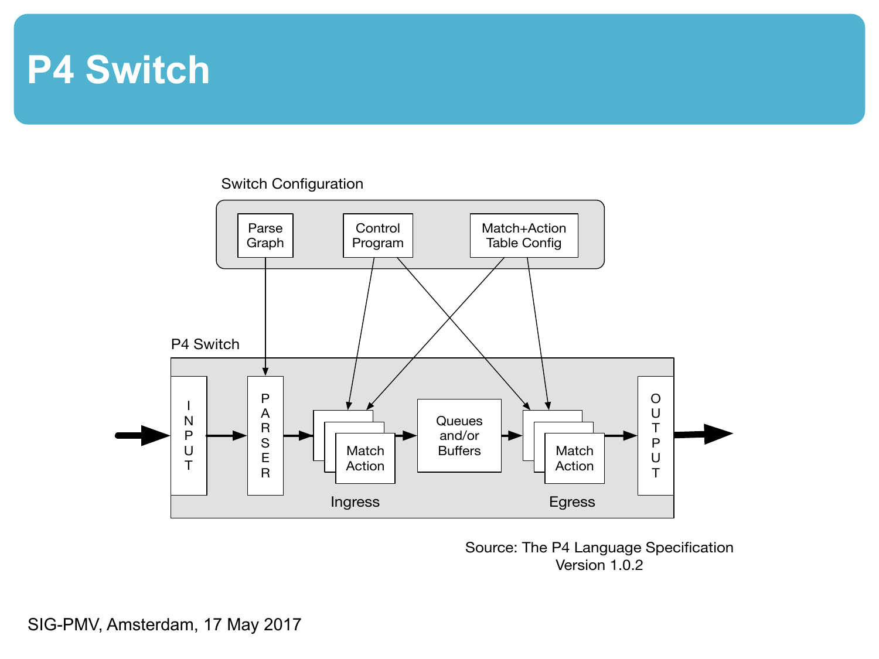# P4 Switch

Switch Configuration

Parse Graph

Control Program

Match+Action Table Config

P4 Switch

INPUT

PARSER

Match Action

Ingress

Queues and/or Buffers

Match Action

Egress

OUTPUT

Source: The P4 Language Specification Version 1.0.2

SIG-PMV, Amsterdam, 17 May 2017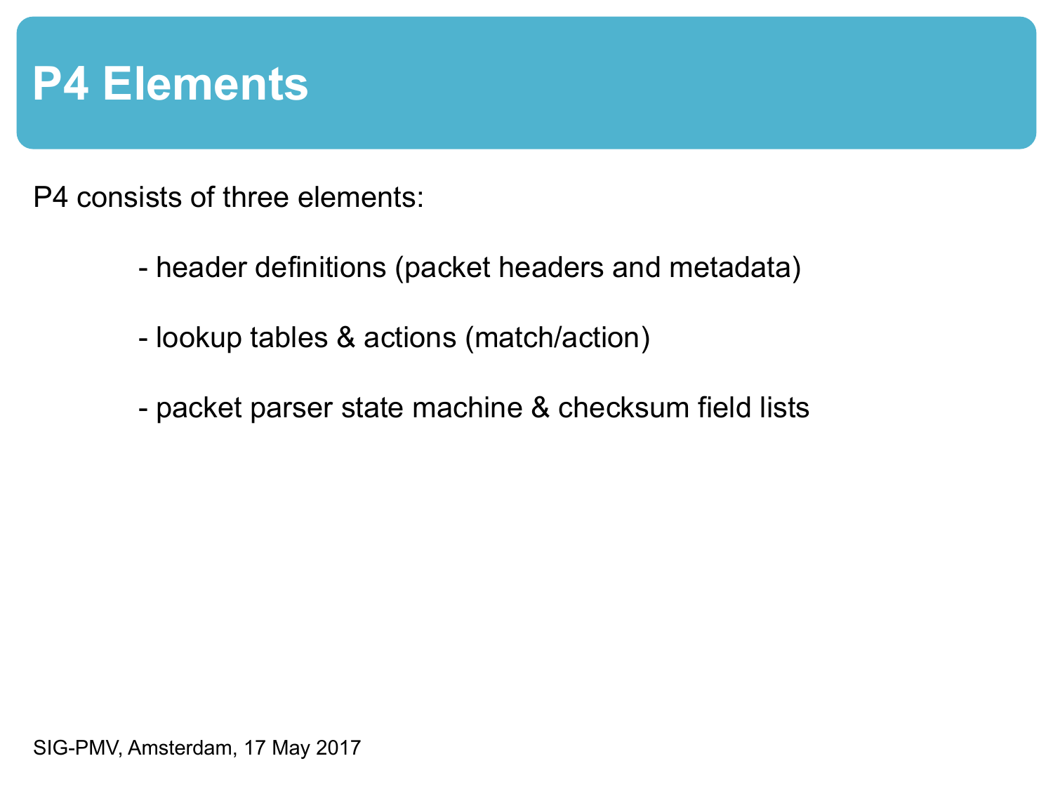# P4 Elements

P4 consists of three elements:

- header definitions (packet headers and metadata)
- lookup tables & actions (match/action)
- packet parser state machine & checksum field lists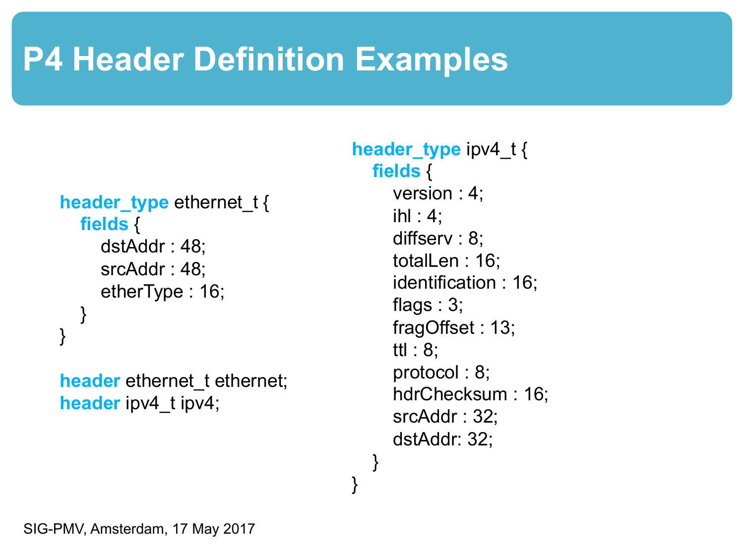# P4 Header Definition Examples

```
header_type ethernet_t {
    fields {
        dstAddr : 48;
        srcAddr : 48;
        etherType : 16;
    }
}

header ethernet_t ethernet;
header ipv4_t ipv4;
```

```
header_type ipv4_t {
    fields {
        version : 4;
        ihl : 4;
        diffserv : 8;
        totalLen : 16;
        identification : 16;
        flags : 3;
        fragOffset : 13;
        ttl : 8;
        protocol : 8;
        hdrChecksum : 16;
        srcAddr : 32;
        dstAddr: 32;
    }
}
```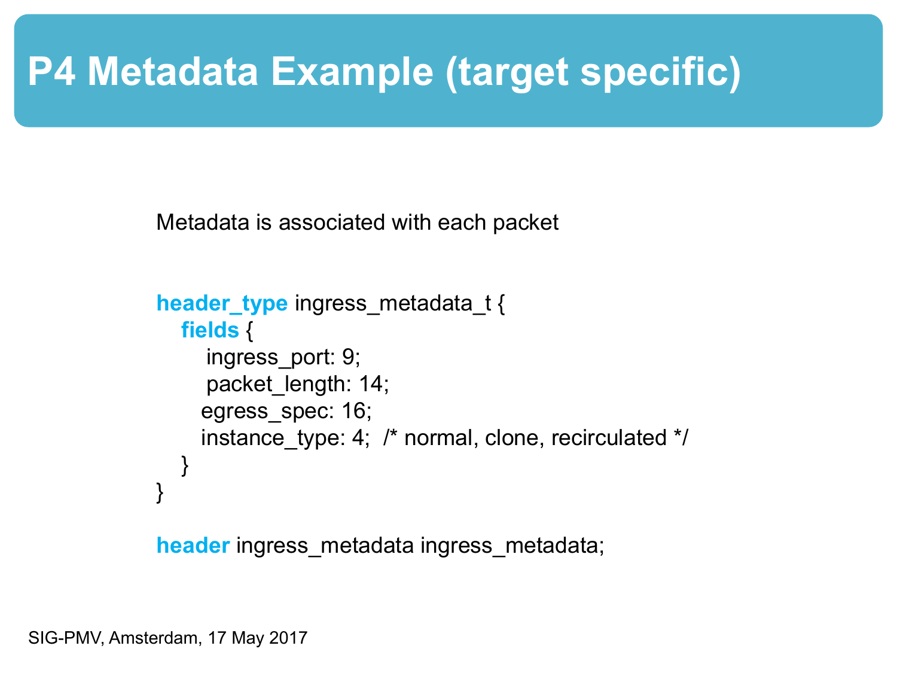# P4 Metadata Example (target specific)

Metadata is associated with each packet

```
header_type ingress_metadata_t {
    fields {
        ingress_port: 9;
        packet_length: 14;
        egress_spec: 16;
        instance_type: 4;  /* normal, clone, recirculated */
    }
}

header ingress_metadata ingress_metadata;
```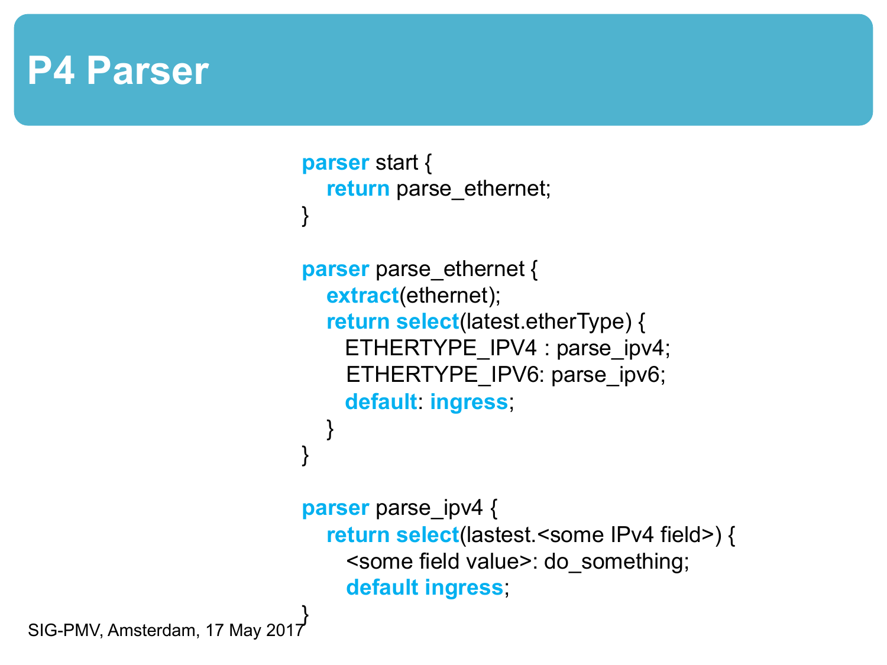# P4 Parser

```
parser start {
    return parse_ethernet;
}

parser parse_ethernet {
    extract(ethernet);
    return select(latest.etherType) {
        ETHERTYPE_IPV4 : parse_ipv4;
        ETHERTYPE_IPV6: parse_ipv6;
        default: ingress;
    }
}

parser parse_ipv4 {
    return select(lastest.<some IPv4 field>) {
        <some field value>: do_something;
        default ingress;
}
```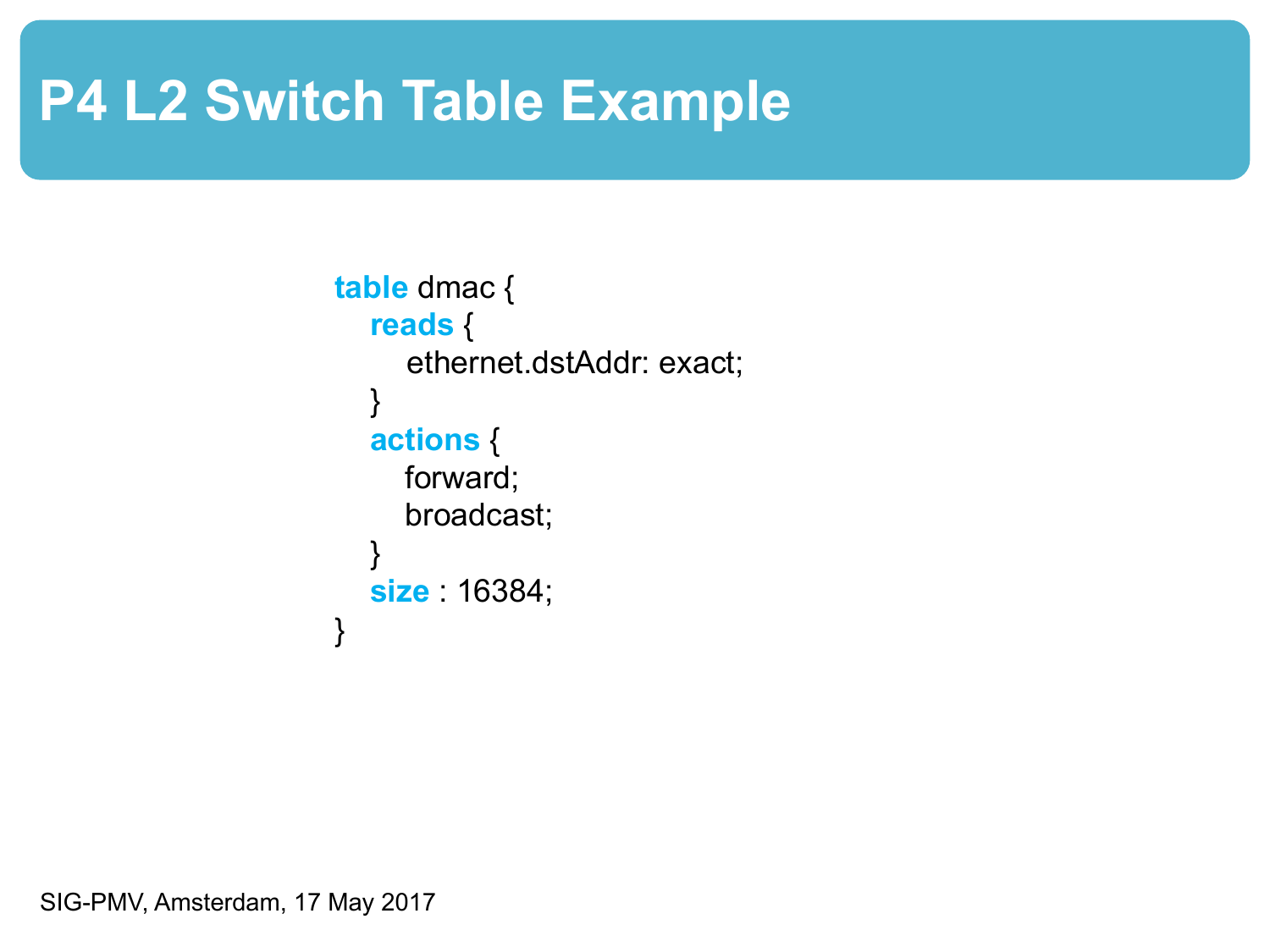# P4 L2 Switch Table Example

```
table dmac {
    reads {
        ethernet.dstAddr: exact;
    }
    actions {
        forward;
        broadcast;
    }
    size : 16384;
}
```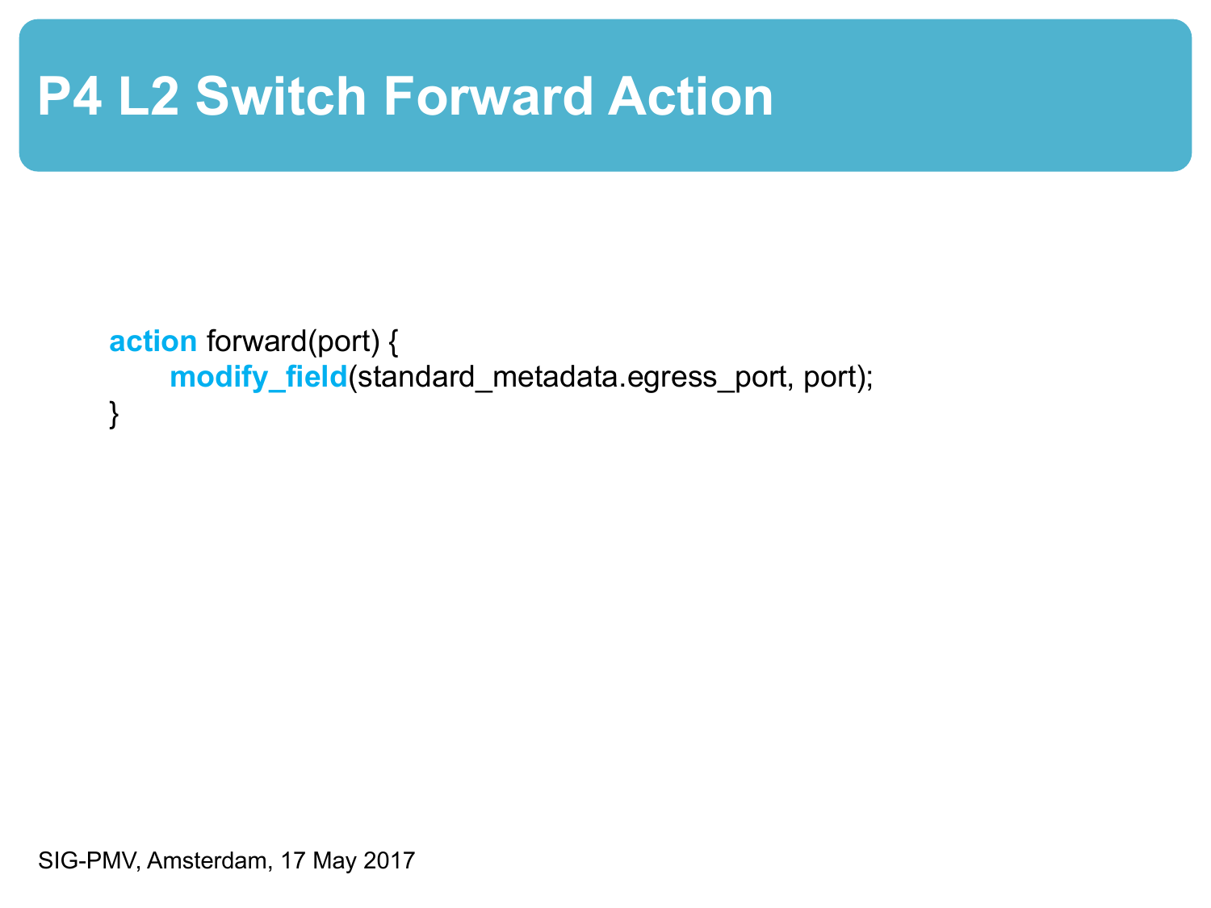# P4 L2 Switch Forward Action

```
action forward(port) {
    modify_field(standard_metadata.egress_port, port);
}
```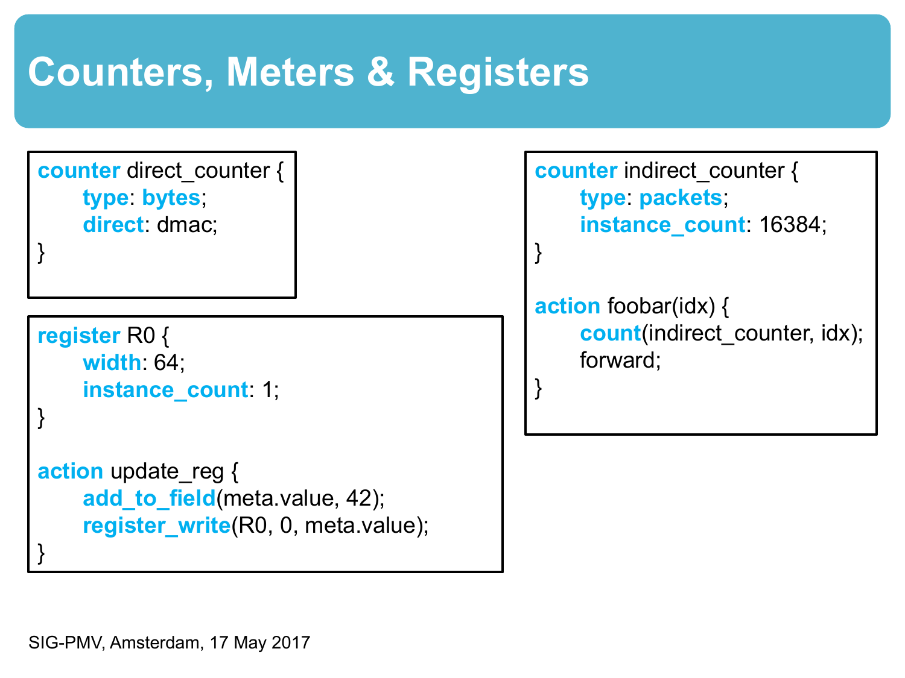# Counters, Meters & Registers

```
counter direct_counter {
    type: bytes;
    direct: dmac;
}
```

```
register R0 {
    width: 64;
    instance_count: 1;
}

action update_reg {
    add_to_field(meta.value, 42);
    register_write(R0, 0, meta.value);
}
```

```
counter indirect_counter {
    type: packets;
    instance_count: 16384;
}

action foobar(idx) {
    count(indirect_counter, idx);
    forward;
}
```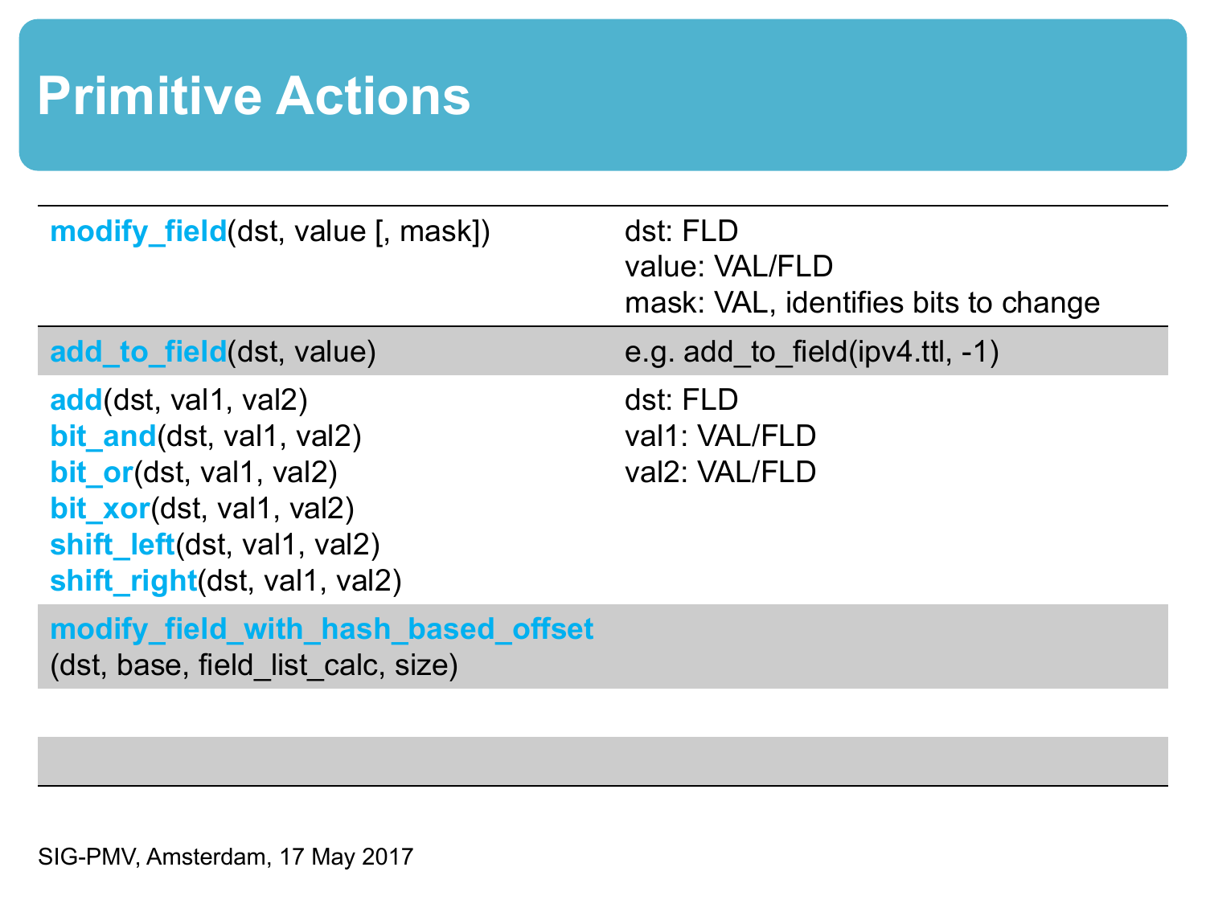# Primitive Actions

| | |
|---|---|
| **modify_field**(dst, value [, mask]) | dst: FLD<br>value: VAL/FLD<br>mask: VAL, identifies bits to change |
| **add_to_field**(dst, value) | e.g. add_to_field(ipv4.ttl, -1) |
| **add**(dst, val1, val2)<br>**bit_and**(dst, val1, val2)<br>**bit_or**(dst, val1, val2)<br>**bit_xor**(dst, val1, val2)<br>**shift_left**(dst, val1, val2)<br>**shift_right**(dst, val1, val2) | dst: FLD<br>val1: VAL/FLD<br>val2: VAL/FLD |
| **modify_field_with_hash_based_offset**<br>(dst, base, field_list_calc, size) | |
| | |
| | |

SIG-PMV, Amsterdam, 17 May 2017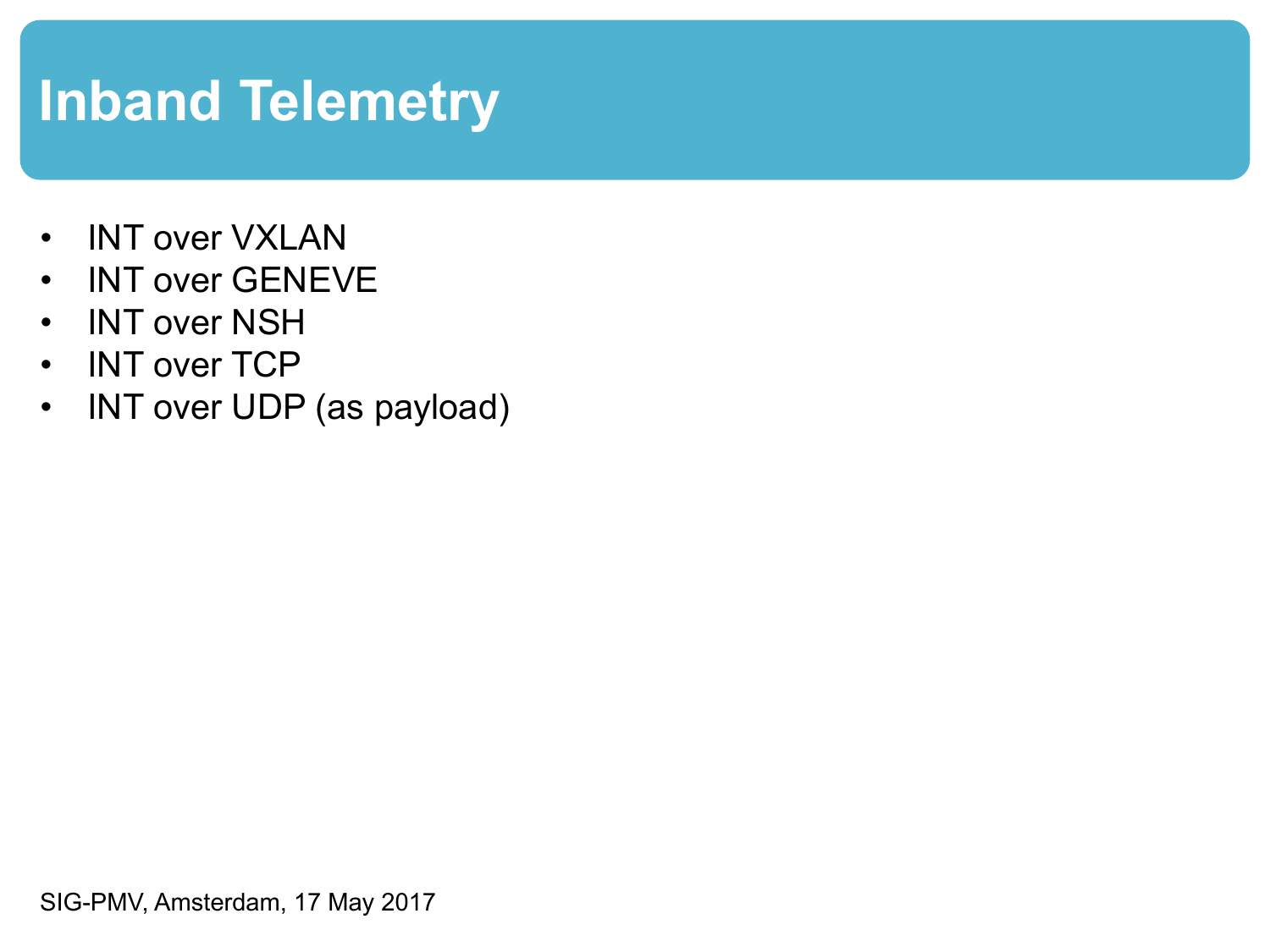# Inband Telemetry

- INT over VXLAN
- INT over GENEVE
- INT over NSH
- INT over TCP
- INT over UDP (as payload)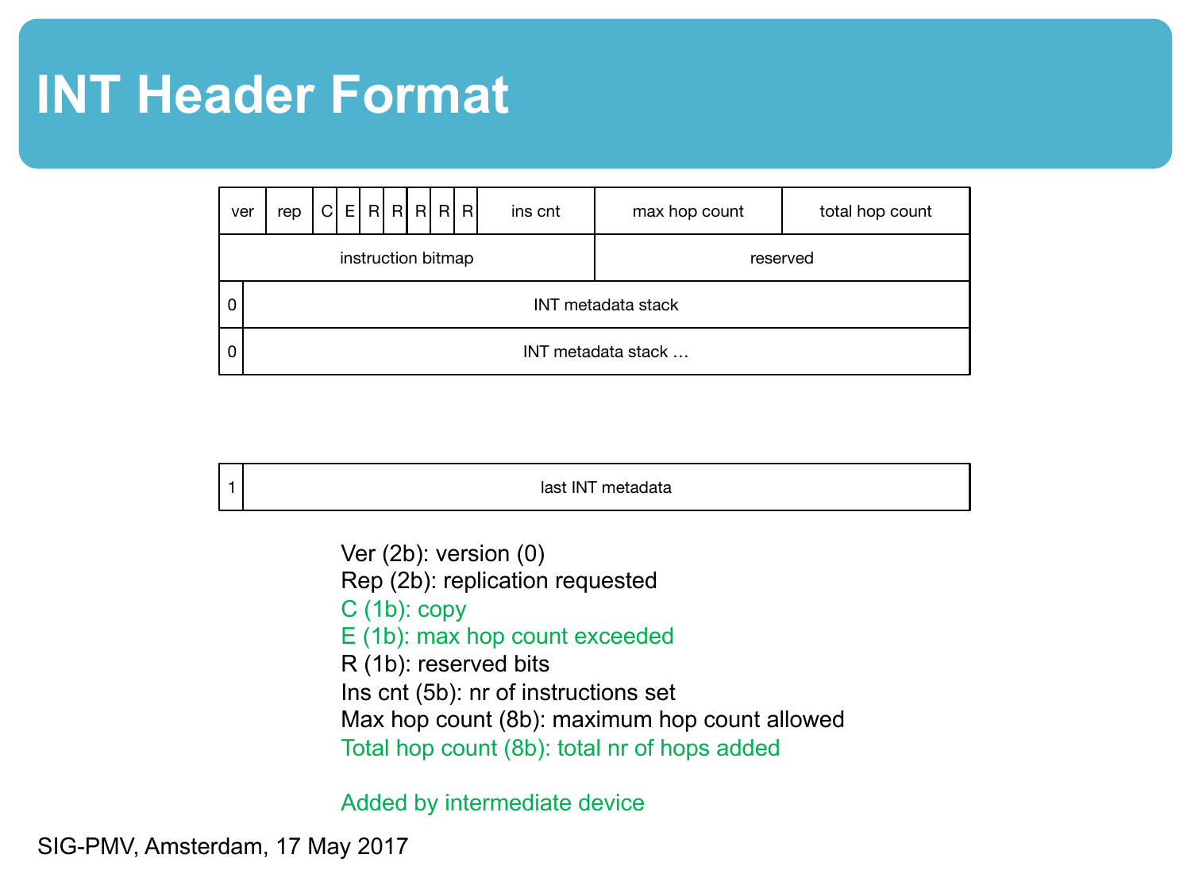# INT Header Format

| ver | rep | C | E | R | R | R | R | R | ins cnt | max hop count | total hop count |
|---|---|---|---|---|---|---|---|---|---|---|---|
| instruction bitmap | | | | | | | | | | reserved | |
| 0 | INT metadata stack | | | | | | | | | | |
| 0 | INT metadata stack … | | | | | | | | | | |

| 1 | last INT metadata |
|---|---|

Ver (2b): version (0)
Rep (2b): replication requested
C (1b): copy
E (1b): max hop count exceeded
R (1b): reserved bits
Ins cnt (5b): nr of instructions set
Max hop count (8b): maximum hop count allowed
Total hop count (8b): total nr of hops added

Added by intermediate device

SIG-PMV, Amsterdam, 17 May 2017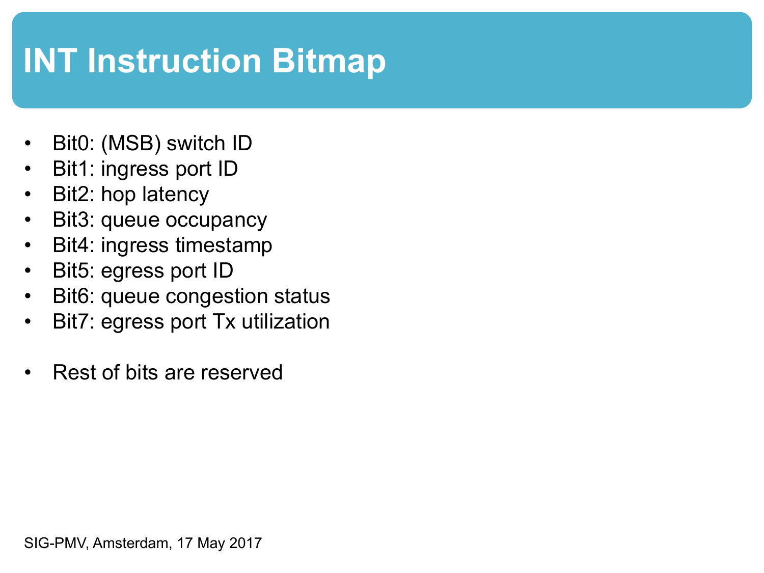# INT Instruction Bitmap

- Bit0: (MSB) switch ID
- Bit1: ingress port ID
- Bit2: hop latency
- Bit3: queue occupancy
- Bit4: ingress timestamp
- Bit5: egress port ID
- Bit6: queue congestion status
- Bit7: egress port Tx utilization

- Rest of bits are reserved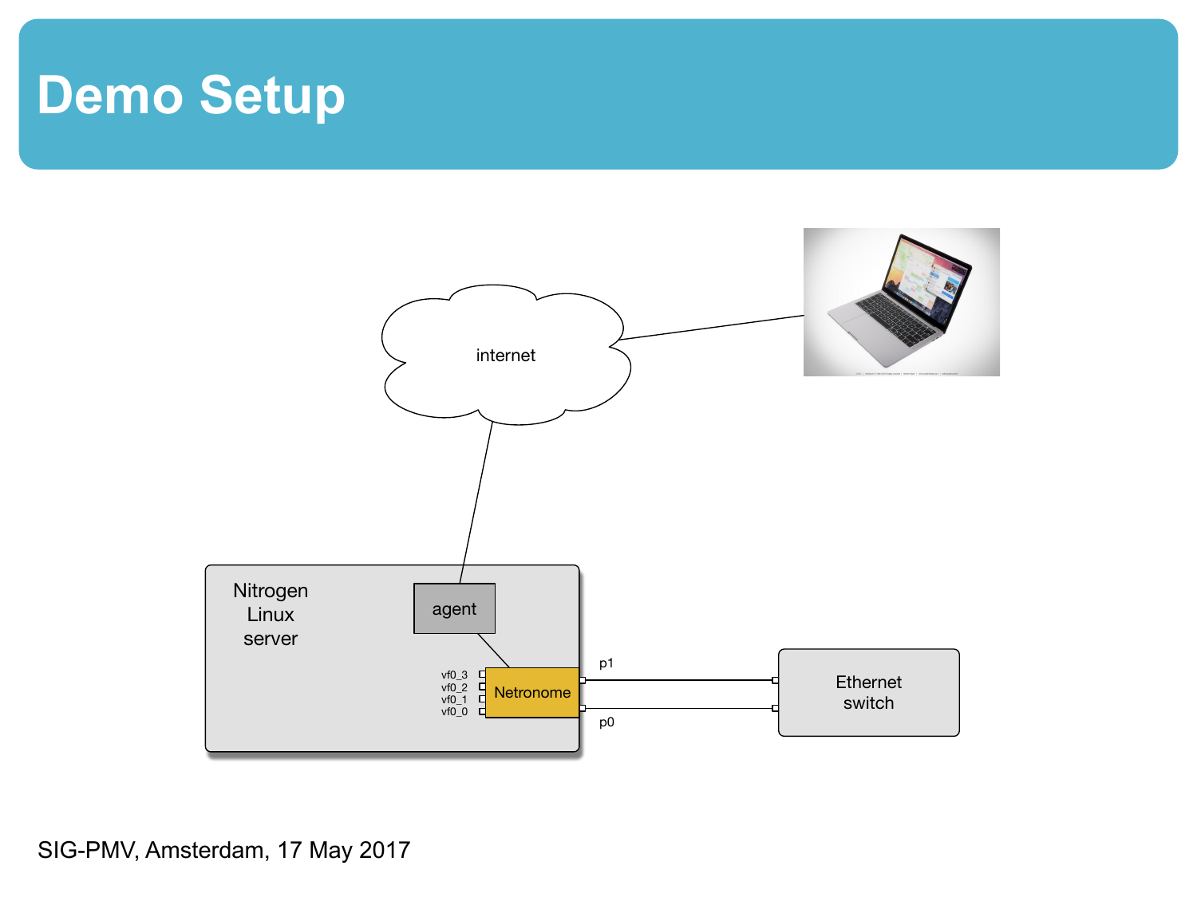# Demo Setup

internet

Nitrogen Linux server

agent

Netronome

vf0_3
vf0_2
vf0_1
vf0_0

p1

p0

Ethernet switch

SIG-PMV, Amsterdam, 17 May 2017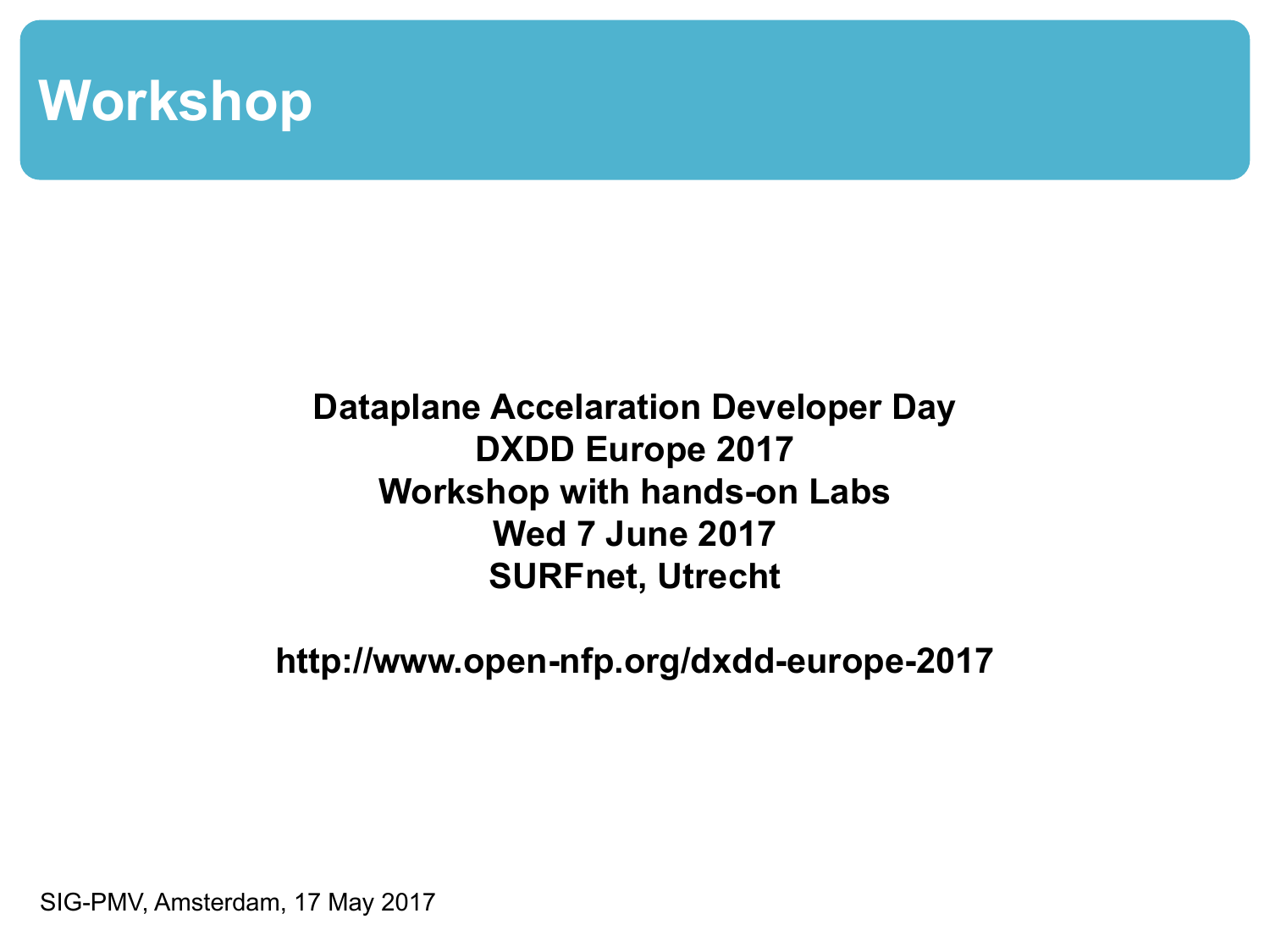# Workshop

**Dataplane Accelaration Developer Day**
**DXDD Europe 2017**
**Workshop with hands-on Labs**
**Wed 7 June 2017**
**SURFnet, Utrecht**

**http://www.open-nfp.org/dxdd-europe-2017**

SIG-PMV, Amsterdam, 17 May 2017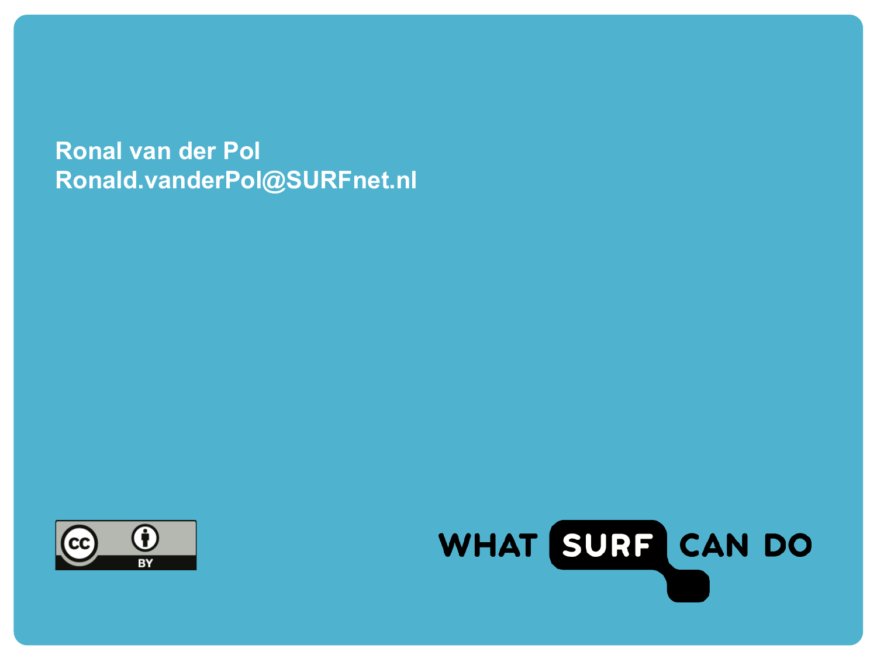Ronal van der Pol
Ronald.vanderPol@SURFnet.nl

WHAT SURF CAN DO